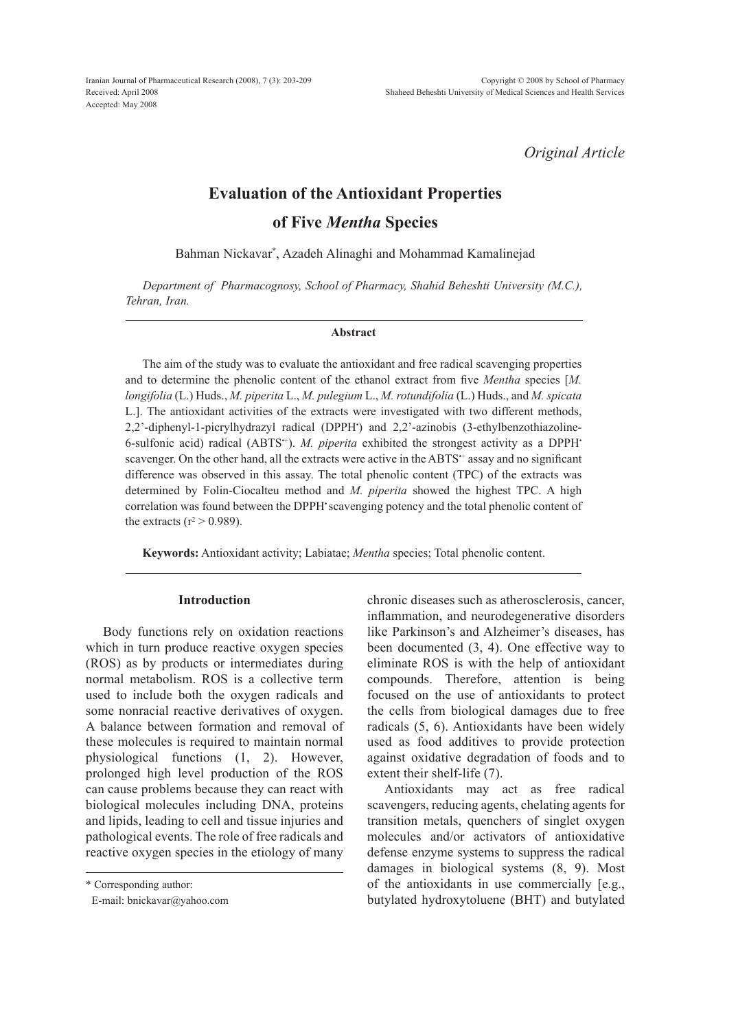*Original Article*

# Evaluation of the Antioxidant Properties of Five *Mentha* Species

Bahman Nickavar*, Azadeh Alinaghi and Mohammad Kamalinejad

*Department of Pharmacognosy, School of Pharmacy, Shahid Beheshti University (M.C.), Tehran, Iran.*

### Abstract

The aim of the study was to evaluate the antioxidant and free radical scavenging properties and to determine the phenolic content of the ethanol extract from five *Mentha* species [*M. longifolia* (L.) Huds., *M. piperita* L., *M. pulegium* L., *M. rotundifolia* (L.) Huds., and *M. spicata* L.]. The antioxidant activities of the extracts were investigated with two different methods, 2,2'-diphenyl-1-picrylhydrazyl radical ($DPPH^•$) and 2,2'-azinobis (3-ethylbenzothiazoline-6-sulfonic acid) radical ($ABTS^{•+}$). *M. piperita* exhibited the strongest activity as a $DPPH^•$ scavenger. On the other hand, all the extracts were active in the $ABTS^{•+}$ assay and no significant difference was observed in this assay. The total phenolic content (TPC) of the extracts was determined by Folin-Ciocalteu method and *M. piperita* showed the highest TPC. A high correlation was found between the $DPPH^•$ scavenging potency and the total phenolic content of the extracts ($r^2 > 0.989$).

**Keywords:** Antioxidant activity; Labiatae; *Mentha* species; Total phenolic content.

## Introduction

Body functions rely on oxidation reactions which in turn produce reactive oxygen species (ROS) as by products or intermediates during normal metabolism. ROS is a collective term used to include both the oxygen radicals and some nonracial reactive derivatives of oxygen. A balance between formation and removal of these molecules is required to maintain normal physiological functions (1, 2). However, prolonged high level production of the ROS can cause problems because they can react with biological molecules including DNA, proteins and lipids, leading to cell and tissue injuries and pathological events. The role of free radicals and reactive oxygen species in the etiology of many chronic diseases such as atherosclerosis, cancer, inflammation, and neurodegenerative disorders like Parkinson's and Alzheimer's diseases, has been documented (3, 4). One effective way to eliminate ROS is with the help of antioxidant compounds. Therefore, attention is being focused on the use of antioxidants to protect the cells from biological damages due to free radicals (5, 6). Antioxidants have been widely used as food additives to provide protection against oxidative degradation of foods and to extent their shelf-life (7).

Antioxidants may act as free radical scavengers, reducing agents, chelating agents for transition metals, quenchers of singlet oxygen molecules and/or activators of antioxidative defense enzyme systems to suppress the radical damages in biological systems (8, 9). Most of the antioxidants in use commercially [e.g., butylated hydroxytoluene (BHT) and butylated

\* Corresponding author:
E-mail: bnickavar@yahoo.com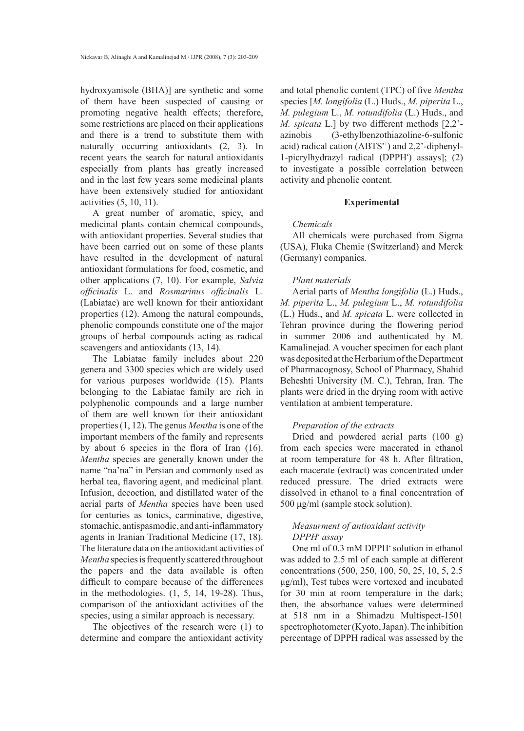hydroxyanisole (BHA)] are synthetic and some of them have been suspected of causing or promoting negative health effects; therefore, some restrictions are placed on their applications and there is a trend to substitute them with naturally occurring antioxidants (2, 3). In recent years the search for natural antioxidants especially from plants has greatly increased and in the last few years some medicinal plants have been extensively studied for antioxidant activities (5, 10, 11).

A great number of aromatic, spicy, and medicinal plants contain chemical compounds, with antioxidant properties. Several studies that have been carried out on some of these plants have resulted in the development of natural antioxidant formulations for food, cosmetic, and other applications (7, 10). For example, *Salvia officinalis* L. and *Rosmarinus officinalis* L. (Labiatae) are well known for their antioxidant properties (12). Among the natural compounds, phenolic compounds constitute one of the major groups of herbal compounds acting as radical scavengers and antioxidants (13, 14).

The Labiatae family includes about 220 genera and 3300 species which are widely used for various purposes worldwide (15). Plants belonging to the Labiatae family are rich in polyphenolic compounds and a large number of them are well known for their antioxidant properties (1, 12). The genus *Mentha* is one of the important members of the family and represents by about 6 species in the flora of Iran (16). *Mentha* species are generally known under the name "na'na" in Persian and commonly used as herbal tea, flavoring agent, and medicinal plant. Infusion, decoction, and distillated water of the aerial parts of *Mentha* species have been used for centuries as tonics, carminative, digestive, stomachic, antispasmodic, and anti-inflammatory agents in Iranian Traditional Medicine (17, 18). The literature data on the antioxidant activities of *Mentha* species is frequently scattered throughout the papers and the data available is often difficult to compare because of the differences in the methodologies. (1, 5, 14, 19-28). Thus, comparison of the antioxidant activities of the species, using a similar approach is necessary.

The objectives of the research were (1) to determine and compare the antioxidant activity and total phenolic content (TPC) of five *Mentha* species [*M. longifolia* (L.) Huds., *M. piperita* L., *M. pulegium* L., *M. rotundifolia* (L.) Huds., and *M. spicata* L.] by two different methods [2,2'-azinobis (3-ethylbenzothiazoline-6-sulfonic acid) radical cation ($ABTS^{\bullet+}$) and 2,2'-diphenyl-1-picrylhydrazyl radical ($DPPH^{\bullet}$) assays]; (2) to investigate a possible correlation between activity and phenolic content.

## Experimental

### *Chemicals*

All chemicals were purchased from Sigma (USA), Fluka Chemie (Switzerland) and Merck (Germany) companies.

### *Plant materials*

Aerial parts of *Mentha longifolia* (L.) Huds., *M. piperita* L., *M. pulegium* L., *M. rotundifolia* (L.) Huds., and *M. spicata* L. were collected in Tehran province during the flowering period in summer 2006 and authenticated by M. Kamalinejad. A voucher specimen for each plant was deposited at the Herbarium of the Department of Pharmacognosy, School of Pharmacy, Shahid Beheshti University (M. C.), Tehran, Iran. The plants were dried in the drying room with active ventilation at ambient temperature.

### *Preparation of the extracts*

Dried and powdered aerial parts (100 g) from each species were macerated in ethanol at room temperature for 48 h. After filtration, each macerate (extract) was concentrated under reduced pressure. The dried extracts were dissolved in ethanol to a final concentration of 500 μg/ml (sample stock solution).

### *Measurment of antioxidant activity*

#### *$DPPH^{\bullet}$ assay*

One ml of 0.3 mM $DPPH^{\bullet}$ solution in ethanol was added to 2.5 ml of each sample at different concentrations (500, 250, 100, 50, 25, 10, 5, 2.5 μg/ml), Test tubes were vortexed and incubated for 30 min at room temperature in the dark; then, the absorbance values were determined at 518 nm in a Shimadzu Multispect-1501 spectrophotometer (Kyoto, Japan). The inhibition percentage of DPPH radical was assessed by the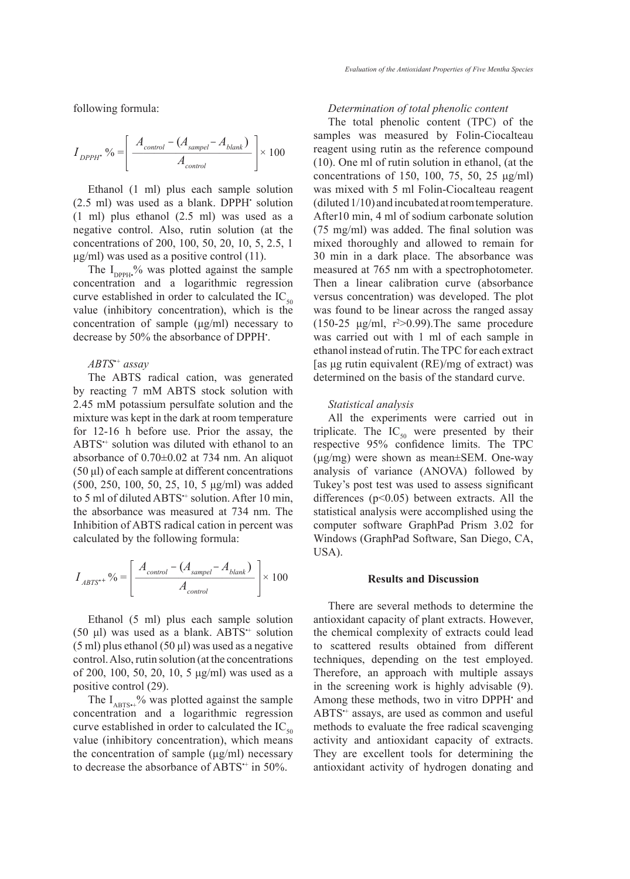following formula:

$$I_{DPPH^{\bullet}} \% = \left[ \frac{A_{control} - (A_{sampel} - A_{blank})}{A_{control}} \right] \times 100$$

Ethanol (1 ml) plus each sample solution (2.5 ml) was used as a blank. DPPH$^{\bullet}$ solution (1 ml) plus ethanol (2.5 ml) was used as a negative control. Also, rutin solution (at the concentrations of 200, 100, 50, 20, 10, 5, 2.5, 1 µg/ml) was used as a positive control (11).

The $I_{DPPH^{\bullet}}$% was plotted against the sample concentration and a logarithmic regression curve established in order to calculated the $IC_{50}$ value (inhibitory concentration), which is the concentration of sample (µg/ml) necessary to decrease by 50% the absorbance of DPPH$^{\bullet}$.

*ABTS$^{\bullet+}$ assay*

The ABTS radical cation, was generated by reacting 7 mM ABTS stock solution with 2.45 mM potassium persulfate solution and the mixture was kept in the dark at room temperature for 12-16 h before use. Prior the assay, the ABTS$^{\bullet+}$ solution was diluted with ethanol to an absorbance of 0.70±0.02 at 734 nm. An aliquot (50 µl) of each sample at different concentrations (500, 250, 100, 50, 25, 10, 5 µg/ml) was added to 5 ml of diluted ABTS$^{\bullet+}$ solution. After 10 min, the absorbance was measured at 734 nm. The Inhibition of ABTS radical cation in percent was calculated by the following formula:

$$I_{ABTS^{\bullet+}} \% = \left[ \frac{A_{control} - (A_{sampel} - A_{blank})}{A_{control}} \right] \times 100$$

Ethanol (5 ml) plus each sample solution (50 µl) was used as a blank. ABTS$^{\bullet+}$ solution (5 ml) plus ethanol (50 µl) was used as a negative control. Also, rutin solution (at the concentrations of 200, 100, 50, 20, 10, 5 µg/ml) was used as a positive control (29).

The $I_{ABTS^{\bullet+}}$% was plotted against the sample concentration and a logarithmic regression curve established in order to calculated the $IC_{50}$ value (inhibitory concentration), which means the concentration of sample (µg/ml) necessary to decrease the absorbance of ABTS$^{\bullet+}$ in 50%.

*Determination of total phenolic content*

The total phenolic content (TPC) of the samples was measured by Folin-Ciocalteau reagent using rutin as the reference compound (10). One ml of rutin solution in ethanol, (at the concentrations of 150, 100, 75, 50, 25 µg/ml) was mixed with 5 ml Folin-Ciocalteau reagent (diluted 1/10) and incubated at room temperature. After10 min, 4 ml of sodium carbonate solution (75 mg/ml) was added. The final solution was mixed thoroughly and allowed to remain for 30 min in a dark place. The absorbance was measured at 765 nm with a spectrophotometer. Then a linear calibration curve (absorbance versus concentration) was developed. The plot was found to be linear across the ranged assay (150-25 µg/ml, $r^2$>0.99).The same procedure was carried out with 1 ml of each sample in ethanol instead of rutin. The TPC for each extract [as µg rutin equivalent (RE)/mg of extract) was determined on the basis of the standard curve.

*Statistical analysis*

All the experiments were carried out in triplicate. The $IC_{50}$ were presented by their respective 95% confidence limits. The TPC (µg/mg) were shown as mean±SEM. One-way analysis of variance (ANOVA) followed by Tukey's post test was used to assess significant differences ($p<0.05$) between extracts. All the statistical analysis were accomplished using the computer software GraphPad Prism 3.02 for Windows (GraphPad Software, San Diego, CA, USA).

## Results and Discussion

There are several methods to determine the antioxidant capacity of plant extracts. However, the chemical complexity of extracts could lead to scattered results obtained from different techniques, depending on the test employed. Therefore, an approach with multiple assays in the screening work is highly advisable (9). Among these methods, two in vitro DPPH$^{\bullet}$ and ABTS$^{\bullet+}$ assays, are used as common and useful methods to evaluate the free radical scavenging activity and antioxidant capacity of extracts. They are excellent tools for determining the antioxidant activity of hydrogen donating and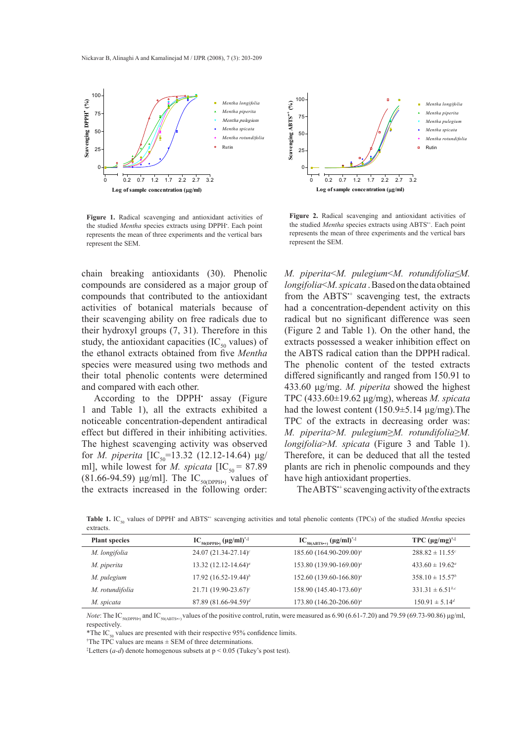Figure 1. Radical scavenging and antioxidant activities of the studied *Mentha* species extracts using DPPH•. Each point represents the mean of three experiments and the vertical bars represent the SEM.

Figure 2. Radical scavenging and antioxidant activities of the studied *Mentha* species extracts using ABTS•+. Each point represents the mean of three experiments and the vertical bars represent the SEM.

chain breaking antioxidants (30). Phenolic compounds are considered as a major group of compounds that contributed to the antioxidant activities of botanical materials because of their scavenging ability on free radicals due to their hydroxyl groups (7, 31). Therefore in this study, the antioxidant capacities ($IC_{50}$ values) of the ethanol extracts obtained from five *Mentha* species were measured using two methods and their total phenolic contents were determined and compared with each other.

According to the DPPH• assay (Figure 1 and Table 1), all the extracts exhibited a noticeable concentration-dependent antiradical effect but differed in their inhibiting activities. The highest scavenging activity was observed for *M. piperita* [$IC_{50}$=13.32 (12.12-14.64) µg/ml], while lowest for *M. spicata* [$IC_{50}$ = 87.89 (81.66-94.59) µg/ml]. The $IC_{50(DPPH\bullet)}$ values of the extracts increased in the following order: *M. piperita*<*M. pulegium*<*M. rotundifolia*≤*M. longifolia*<*M. spicata* . Based on the data obtained from the ABTS•+ scavenging test, the extracts had a concentration-dependent activity on this radical but no significant difference was seen (Figure 2 and Table 1). On the other hand, the extracts possessed a weaker inhibition effect on the ABTS radical cation than the DPPH radical. The phenolic content of the tested extracts differed significantly and ranged from 150.91 to 433.60 µg/mg. *M. piperita* showed the highest TPC (433.60±19.62 µg/mg), whereas *M. spicata* had the lowest content (150.9±5.14 µg/mg).The TPC of the extracts in decreasing order was: *M. piperita*>*M. pulegium*≥*M. rotundifolia*≥*M. longifolia*>*M. spicata* (Figure 3 and Table 1). Therefore, it can be deduced that all the tested plants are rich in phenolic compounds and they have high antioxidant properties.

The ABTS•+ scavenging activity of the extracts

**Table 1.** $IC_{50}$ values of DPPH• and ABTS•+ scavenging activities and total phenolic contents (TPCs) of the studied *Mentha* species extracts.

| Plant species | $IC_{50(DPPH\bullet)}$ (µg/ml)*,‡ | $IC_{50(ABTS\bullet+)}$ (µg/ml)*,‡ | TPC (µg/mg)†,‡ |
|---|---|---|---|
| *M. longifolia* | 24.07 (21.34-27.14)[c] | 185.60 (164.90-209.00)[a] | 288.82 ± 11.55[c] |
| *M. piperita* | 13.32 (12.12-14.64)[a] | 153.80 (139.90-169.00)[a] | 433.60 ± 19.62[a] |
| *M. pulegium* | 17.92 (16.52-19.44)[b] | 152.60 (139.60-166.80)[a] | 358.10 ± 15.57[b] |
| *M. rotundifolia* | 21.71 (19.90-23.67)[c] | 158.90 (145.40-173.60)[a] | 331.31 ± 6.51[b,c] |
| *M. spicata* | 87.89 (81.66-94.59)[d] | 173.80 (146.20-206.60)[a] | 150.91 ± 5.14[d] |

*Note*: The $IC_{50(DPPH\bullet)}$ and $IC_{50(ABTS\bullet+)}$ values of the positive control, rutin, were measured as 6.90 (6.61-7.20) and 79.59 (69.73-90.86) µg/ml, respectively.

*The $IC_{50}$ values are presented with their respective 95% confidence limits.

†The TPC values are means ± SEM of three determinations.

‡Letters (*a-d*) denote homogenous subsets at $p < 0.05$ (Tukey's post test).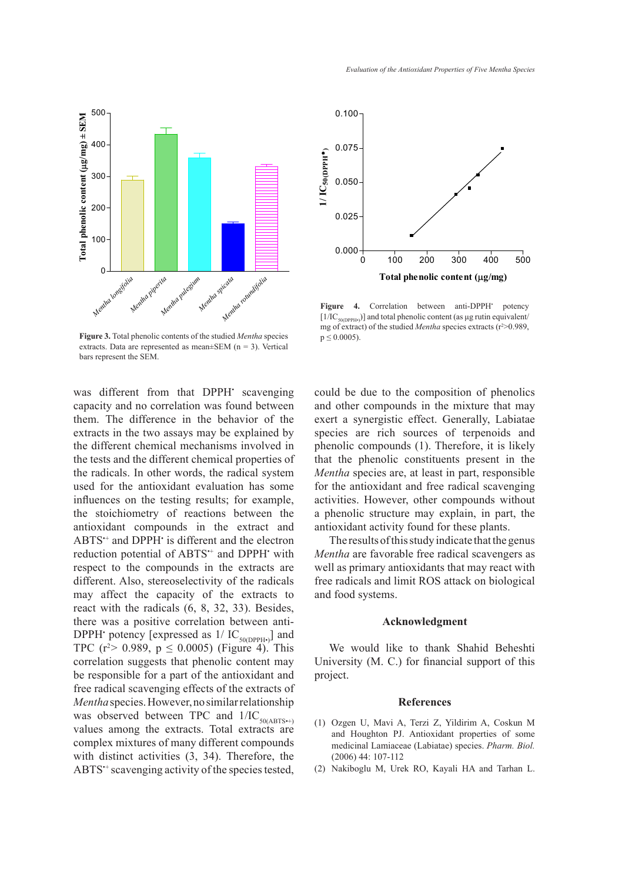Figure 3. Total phenolic contents of the studied *Mentha* species extracts. Data are represented as mean±SEM (n = 3). Vertical bars represent the SEM.

Figure 4. Correlation between anti-DPPH$^•$ potency [$1/IC_{50(DPPH•)}$)] and total phenolic content (as µg rutin equivalent/mg of extract) of the studied *Mentha* species extracts ($r^2$>0.989, p ≤ 0.0005).

was different from that DPPH$^•$ scavenging capacity and no correlation was found between them. The difference in the behavior of the extracts in the two assays may be explained by the different chemical mechanisms involved in the tests and the different chemical properties of the radicals. In other words, the radical system used for the antioxidant evaluation has some influences on the testing results; for example, the stoichiometry of reactions between the antioxidant compounds in the extract and ABTS$^{•+}$ and DPPH$^•$ is different and the electron reduction potential of ABTS$^{•+}$ and DPPH$^•$ with respect to the compounds in the extracts are different. Also, stereoselectivity of the radicals may affect the capacity of the extracts to react with the radicals (6, 8, 32, 33). Besides, there was a positive correlation between anti-DPPH$^•$ potency [expressed as $1/IC_{50(DPPH•)}$] and TPC ($r^2$> 0.989, $p \leq 0.0005$) (Figure 4). This correlation suggests that phenolic content may be responsible for a part of the antioxidant and free radical scavenging effects of the extracts of *Mentha* species. However, no similar relationship was observed between TPC and $1/IC_{50(ABTS•+)}$ values among the extracts. Total extracts are complex mixtures of many different compounds with distinct activities (3, 34). Therefore, the ABTS$^{•+}$ scavenging activity of the species tested, could be due to the composition of phenolics and other compounds in the mixture that may exert a synergistic effect. Generally, Labiatae species are rich sources of terpenoids and phenolic compounds (1). Therefore, it is likely that the phenolic constituents present in the *Mentha* species are, at least in part, responsible for the antioxidant and free radical scavenging activities. However, other compounds without a phenolic structure may explain, in part, the antioxidant activity found for these plants.

The results of this study indicate that the genus *Mentha* are favorable free radical scavengers as well as primary antioxidants that may react with free radicals and limit ROS attack on biological and food systems.

## Acknowledgment

We would like to thank Shahid Beheshti University (M. C.) for financial support of this project.

## References

(1) Ozgen U, Mavi A, Terzi Z, Yildirim A, Coskun M and Houghton PJ. Antioxidant properties of some medicinal Lamiaceae (Labiatae) species. *Pharm. Biol.* (2006) 44: 107-112

(2) Nakiboglu M, Urek RO, Kayali HA and Tarhan L.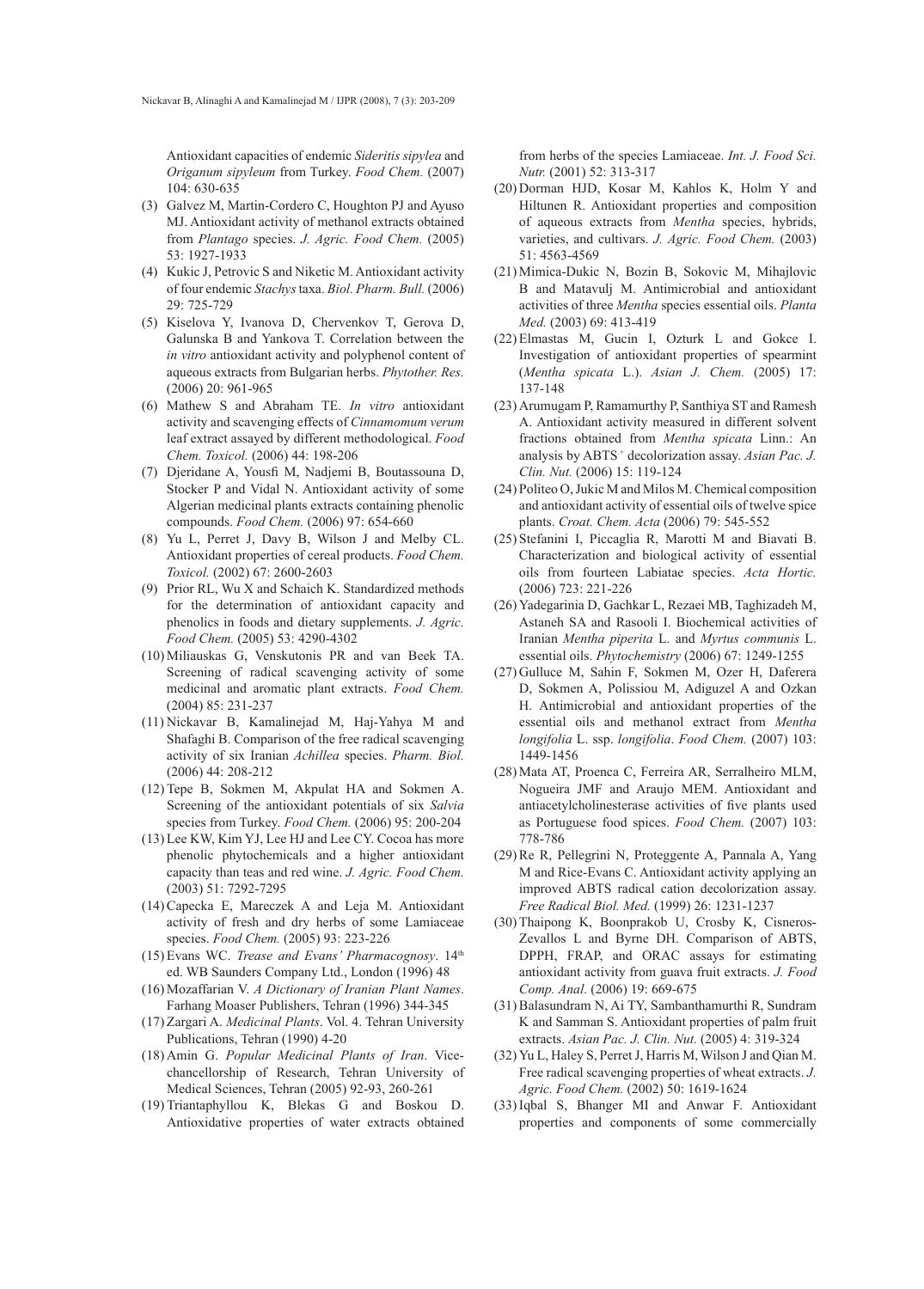Antioxidant capacities of endemic *Sideritis sipylea* and *Origanum sipyleum* from Turkey. *Food Chem.* (2007) 104: 630-635

(3) Galvez M, Martin-Cordero C, Houghton PJ and Ayuso MJ. Antioxidant activity of methanol extracts obtained from *Plantago* species. *J. Agric. Food Chem.* (2005) 53: 1927-1933

(4) Kukic J, Petrovic S and Niketic M. Antioxidant activity of four endemic *Stachys* taxa. *Biol. Pharm. Bull.* (2006) 29: 725-729

(5) Kiselova Y, Ivanova D, Chervenkov T, Gerova D, Galunska B and Yankova T. Correlation between the *in vitro* antioxidant activity and polyphenol content of aqueous extracts from Bulgarian herbs. *Phytother. Res.* (2006) 20: 961-965

(6) Mathew S and Abraham TE. *In vitro* antioxidant activity and scavenging effects of *Cinnamomum verum* leaf extract assayed by different methodological. *Food Chem. Toxicol.* (2006) 44: 198-206

(7) Djeridane A, Yousfi M, Nadjemi B, Boutassouna D, Stocker P and Vidal N. Antioxidant activity of some Algerian medicinal plants extracts containing phenolic compounds. *Food Chem.* (2006) 97: 654-660

(8) Yu L, Perret J, Davy B, Wilson J and Melby CL. Antioxidant properties of cereal products. *Food Chem. Toxicol.* (2002) 67: 2600-2603

(9) Prior RL, Wu X and Schaich K. Standardized methods for the determination of antioxidant capacity and phenolics in foods and dietary supplements. *J. Agric. Food Chem.* (2005) 53: 4290-4302

(10) Miliauskas G, Venskutonis PR and van Beek TA. Screening of radical scavenging activity of some medicinal and aromatic plant extracts. *Food Chem.* (2004) 85: 231-237

(11) Nickavar B, Kamalinejad M, Haj-Yahya M and Shafaghi B. Comparison of the free radical scavenging activity of six Iranian *Achillea* species. *Pharm. Biol.* (2006) 44: 208-212

(12) Tepe B, Sokmen M, Akpulat HA and Sokmen A. Screening of the antioxidant potentials of six *Salvia* species from Turkey. *Food Chem.* (2006) 95: 200-204

(13) Lee KW, Kim YJ, Lee HJ and Lee CY. Cocoa has more phenolic phytochemicals and a higher antioxidant capacity than teas and red wine. *J. Agric. Food Chem.* (2003) 51: 7292-7295

(14) Capecka E, Mareczek A and Leja M. Antioxidant activity of fresh and dry herbs of some Lamiaceae species. *Food Chem.* (2005) 93: 223-226

(15) Evans WC. *Trease and Evans' Pharmacognosy*. 14th ed. WB Saunders Company Ltd., London (1996) 48

(16) Mozaffarian V. *A Dictionary of Iranian Plant Names*. Farhang Moaser Publishers, Tehran (1996) 344-345

(17) Zargari A. *Medicinal Plants*. Vol. 4. Tehran University Publications, Tehran (1990) 4-20

(18) Amin G. *Popular Medicinal Plants of Iran*. Vice-chancellorship of Research, Tehran University of Medical Sciences, Tehran (2005) 92-93, 260-261

(19) Triantaphyllou K, Blekas G and Boskou D. Antioxidative properties of water extracts obtained from herbs of the species Lamiaceae. *Int. J. Food Sci. Nutr.* (2001) 52: 313-317

(20) Dorman HJD, Kosar M, Kahlos K, Holm Y and Hiltunen R. Antioxidant properties and composition of aqueous extracts from *Mentha* species, hybrids, varieties, and cultivars. *J. Agric. Food Chem.* (2003) 51: 4563-4569

(21) Mimica-Dukic N, Bozin B, Sokovic M, Mihajlovic B and Matavulj M. Antimicrobial and antioxidant activities of three *Mentha* species essential oils. *Planta Med.* (2003) 69: 413-419

(22) Elmastas M, Gucin I, Ozturk L and Gokce I. Investigation of antioxidant properties of spearmint (*Mentha spicata* L.). *Asian J. Chem.* (2005) 17: 137-148

(23) Arumugam P, Ramamurthy P, Santhiya ST and Ramesh A. Antioxidant activity measured in different solvent fractions obtained from *Mentha spicata* Linn.: An analysis by $ABTS^{\cdot+}$ decolorization assay. *Asian Pac. J. Clin. Nut.* (2006) 15: 119-124

(24) Politeo O, Jukic M and Milos M. Chemical composition and antioxidant activity of essential oils of twelve spice plants. *Croat. Chem. Acta* (2006) 79: 545-552

(25) Stefanini I, Piccaglia R, Marotti M and Biavati B. Characterization and biological activity of essential oils from fourteen Labiatae species. *Acta Hortic.* (2006) 723: 221-226

(26) Yadegarinia D, Gachkar L, Rezaei MB, Taghizadeh M, Astaneh SA and Rasooli I. Biochemical activities of Iranian *Mentha piperita* L. and *Myrtus communis* L. essential oils. *Phytochemistry* (2006) 67: 1249-1255

(27) Gulluce M, Sahin F, Sokmen M, Ozer H, Daferera D, Sokmen A, Polissiou M, Adiguzel A and Ozkan H. Antimicrobial and antioxidant properties of the essential oils and methanol extract from *Mentha longifolia* L. ssp. *longifolia*. *Food Chem.* (2007) 103: 1449-1456

(28) Mata AT, Proenca C, Ferreira AR, Serralheiro MLM, Nogueira JMF and Araujo MEM. Antioxidant and antiacetylcholinesterase activities of five plants used as Portuguese food spices. *Food Chem.* (2007) 103: 778-786

(29) Re R, Pellegrini N, Proteggente A, Pannala A, Yang M and Rice-Evans C. Antioxidant activity applying an improved ABTS radical cation decolorization assay. *Free Radical Biol. Med.* (1999) 26: 1231-1237

(30) Thaipong K, Boonprakob U, Crosby K, Cisneros-Zevallos L and Byrne DH. Comparison of ABTS, DPPH, FRAP, and ORAC assays for estimating antioxidant activity from guava fruit extracts. *J. Food Comp. Anal.* (2006) 19: 669-675

(31) Balasundram N, Ai TY, Sambanthamurthi R, Sundram K and Samman S. Antioxidant properties of palm fruit extracts. *Asian Pac. J. Clin. Nut.* (2005) 4: 319-324

(32) Yu L, Haley S, Perret J, Harris M, Wilson J and Qian M. Free radical scavenging properties of wheat extracts. *J. Agric. Food Chem.* (2002) 50: 1619-1624

(33) Iqbal S, Bhanger MI and Anwar F. Antioxidant properties and components of some commercially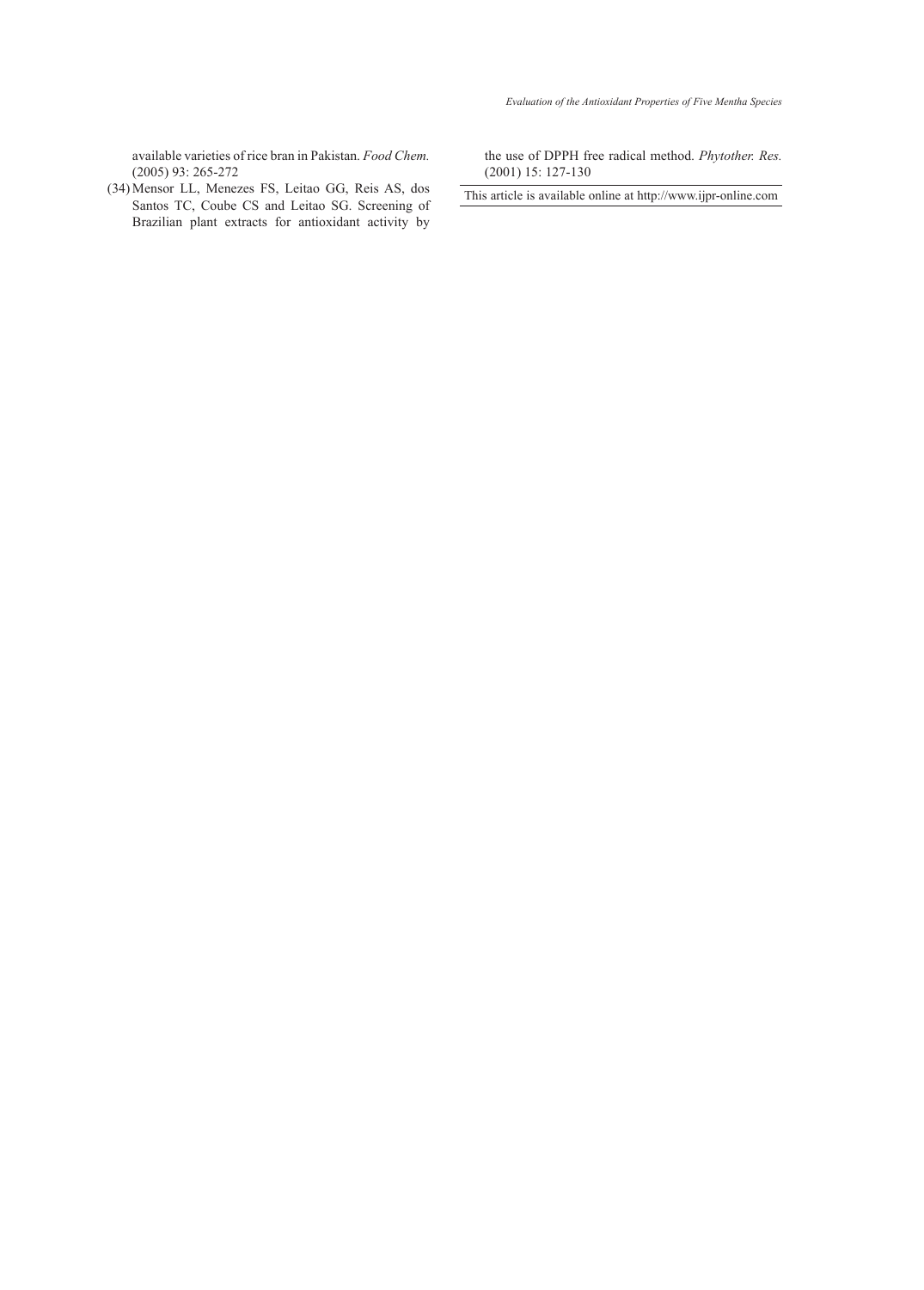available varieties of rice bran in Pakistan. *Food Chem.* (2005) 93: 265-272

(34) Mensor LL, Menezes FS, Leitao GG, Reis AS, dos Santos TC, Coube CS and Leitao SG. Screening of Brazilian plant extracts for antioxidant activity by the use of DPPH free radical method. *Phytother. Res.* (2001) 15: 127-130

This article is available online at http://www.ijpr-online.com